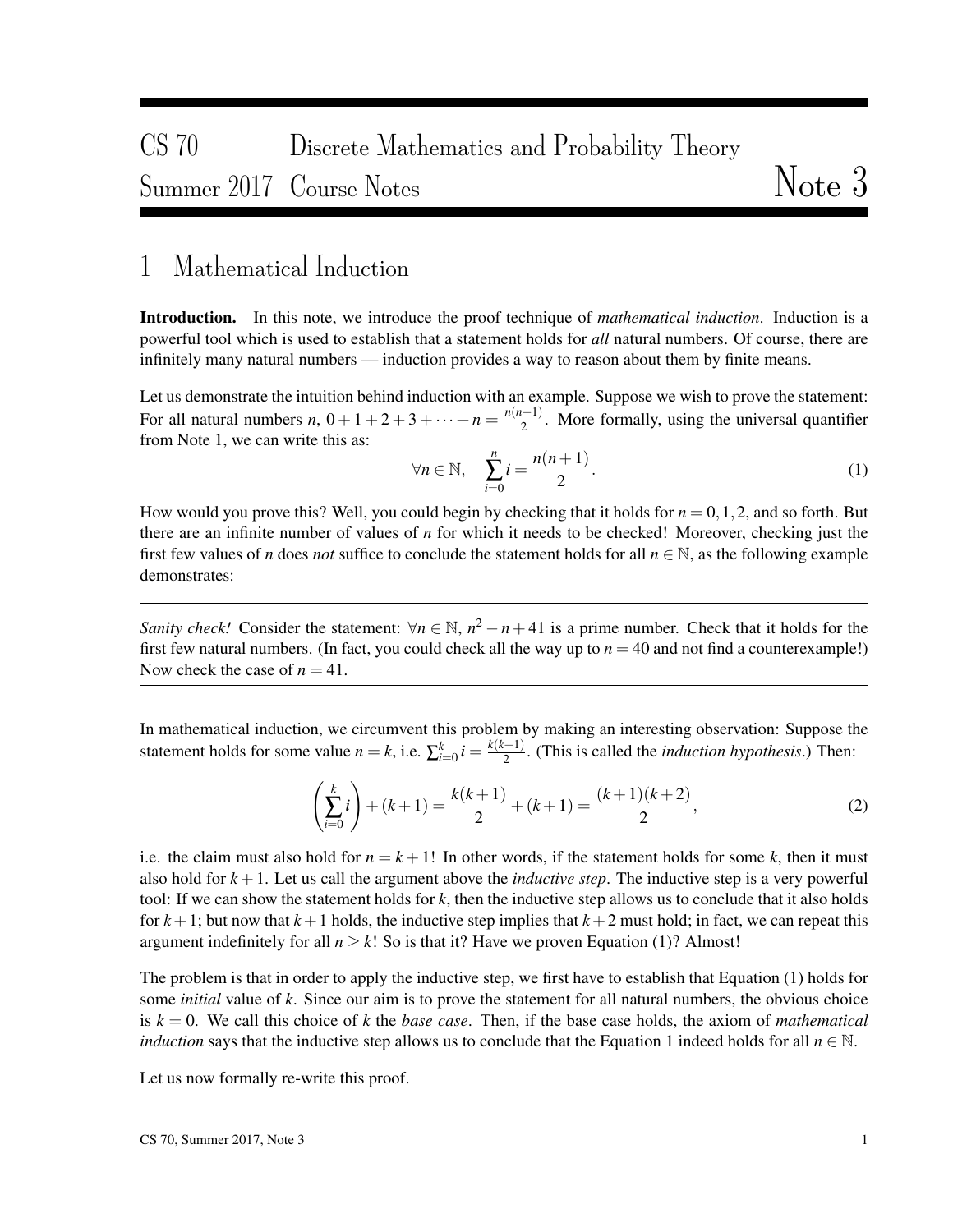# CS 70 Discrete Mathematics and Probability Theory

## Summer 2017 Course Notes — Note 3

# 1 Mathematical Induction

**Introduction.** In this note, we introduce the proof technique of *mathematical induction*. Induction is a powerful tool which is used to establish that a statement holds for *all* natural numbers. Of course, there are infinitely many natural numbers — induction provides a way to reason about them by finite means.

Let us demonstrate the intuition behind induction with an example. Suppose we wish to prove the statement: For all natural numbers $n$, $0+1+2+3+\cdots+n = \frac{n(n+1)}{2}$. More formally, using the universal quantifier from Note 1, we can write this as:

$$\forall n \in \mathbb{N}, \quad \sum_{i=0}^{n} i = \frac{n(n+1)}{2}. \tag{1}$$

How would you prove this? Well, you could begin by checking that it holds for $n = 0, 1, 2$, and so forth. But there are an infinite number of values of $n$ for which it needs to be checked! Moreover, checking just the first few values of $n$ does *not* suffice to conclude the statement holds for all $n \in \mathbb{N}$, as the following example demonstrates:

---

*Sanity check!* Consider the statement: $\forall n \in \mathbb{N}$, $n^2 - n + 41$ is a prime number. Check that it holds for the first few natural numbers. (In fact, you could check all the way up to $n = 40$ and not find a counterexample!) Now check the case of $n = 41$.

---

In mathematical induction, we circumvent this problem by making an interesting observation: Suppose the statement holds for some value $n = k$, i.e. $\sum_{i=0}^{k} i = \frac{k(k+1)}{2}$. (This is called the *induction hypothesis*.) Then:

$$\left(\sum_{i=0}^{k} i\right) + (k+1) = \frac{k(k+1)}{2} + (k+1) = \frac{(k+1)(k+2)}{2}, \tag{2}$$

i.e. the claim must also hold for $n = k+1$! In other words, if the statement holds for some $k$, then it must also hold for $k+1$. Let us call the argument above the *inductive step*. The inductive step is a very powerful tool: If we can show the statement holds for $k$, then the inductive step allows us to conclude that it also holds for $k+1$; but now that $k+1$ holds, the inductive step implies that $k+2$ must hold; in fact, we can repeat this argument indefinitely for all $n \geq k$! So is that it? Have we proven Equation (1)? Almost!

The problem is that in order to apply the inductive step, we first have to establish that Equation (1) holds for some *initial* value of $k$. Since our aim is to prove the statement for all natural numbers, the obvious choice is $k = 0$. We call this choice of $k$ the *base case*. Then, if the base case holds, the axiom of *mathematical induction* says that the inductive step allows us to conclude that the Equation 1 indeed holds for all $n \in \mathbb{N}$.

Let us now formally re-write this proof.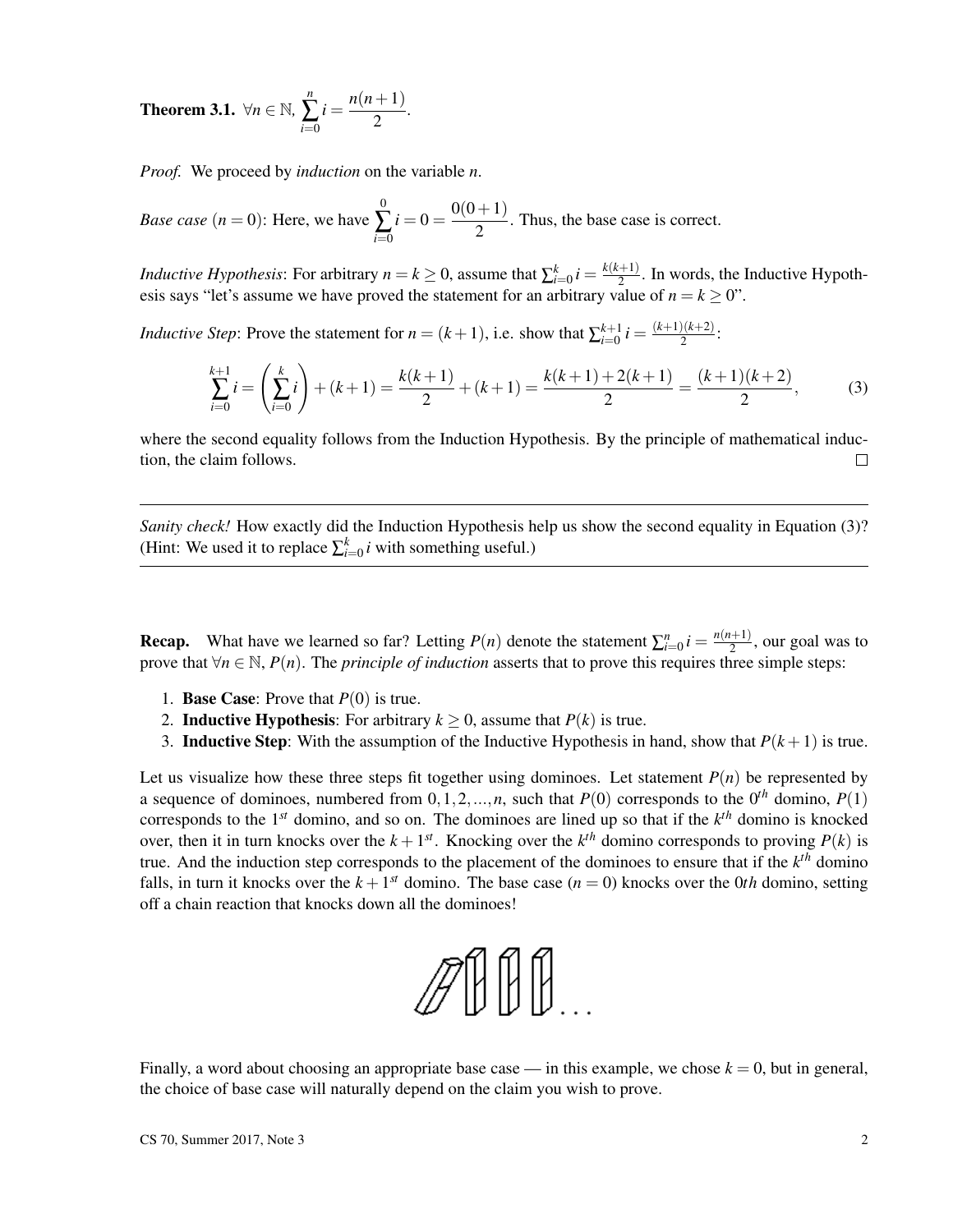**Theorem 3.1.** $\forall n \in \mathbb{N}, \sum_{i=0}^{n} i = \frac{n(n+1)}{2}$.

*Proof.* We proceed by *induction* on the variable $n$.

*Base case* ($n = 0$): Here, we have $\sum_{i=0}^{0} i = 0 = \frac{0(0+1)}{2}$. Thus, the base case is correct.

*Inductive Hypothesis*: For arbitrary $n = k \geq 0$, assume that $\sum_{i=0}^{k} i = \frac{k(k+1)}{2}$. In words, the Inductive Hypothesis says "let's assume we have proved the statement for an arbitrary value of $n = k \geq 0$".

*Inductive Step*: Prove the statement for $n = (k+1)$, i.e. show that $\sum_{i=0}^{k+1} i = \frac{(k+1)(k+2)}{2}$:

$$\sum_{i=0}^{k+1} i = \left(\sum_{i=0}^{k} i\right) + (k+1) = \frac{k(k+1)}{2} + (k+1) = \frac{k(k+1)+2(k+1)}{2} = \frac{(k+1)(k+2)}{2}, \tag{3}$$

where the second equality follows from the Induction Hypothesis. By the principle of mathematical induction, the claim follows. ∎

---

*Sanity check!* How exactly did the Induction Hypothesis help us show the second equality in Equation (3)? (Hint: We used it to replace $\sum_{i=0}^{k} i$ with something useful.)

---

**Recap.** What have we learned so far? Letting $P(n)$ denote the statement $\sum_{i=0}^{n} i = \frac{n(n+1)}{2}$, our goal was to prove that $\forall n \in \mathbb{N}$, $P(n)$. The *principle of induction* asserts that to prove this requires three simple steps:

1. **Base Case**: Prove that $P(0)$ is true.
2. **Inductive Hypothesis**: For arbitrary $k \geq 0$, assume that $P(k)$ is true.
3. **Inductive Step**: With the assumption of the Inductive Hypothesis in hand, show that $P(k+1)$ is true.

Let us visualize how these three steps fit together using dominoes. Let statement $P(n)$ be represented by a sequence of dominoes, numbered from $0, 1, 2, ..., n$, such that $P(0)$ corresponds to the $0^{th}$ domino, $P(1)$ corresponds to the $1^{st}$ domino, and so on. The dominoes are lined up so that if the $k^{th}$ domino is knocked over, then it in turn knocks over the $k+1^{st}$. Knocking over the $k^{th}$ domino corresponds to proving $P(k)$ is true. And the induction step corresponds to the placement of the dominoes to ensure that if the $k^{th}$ domino falls, in turn it knocks over the $k+1^{st}$ domino. The base case ($n = 0$) knocks over the $0th$ domino, setting off a chain reaction that knocks down all the dominoes!

Finally, a word about choosing an appropriate base case — in this example, we chose $k = 0$, but in general, the choice of base case will naturally depend on the claim you wish to prove.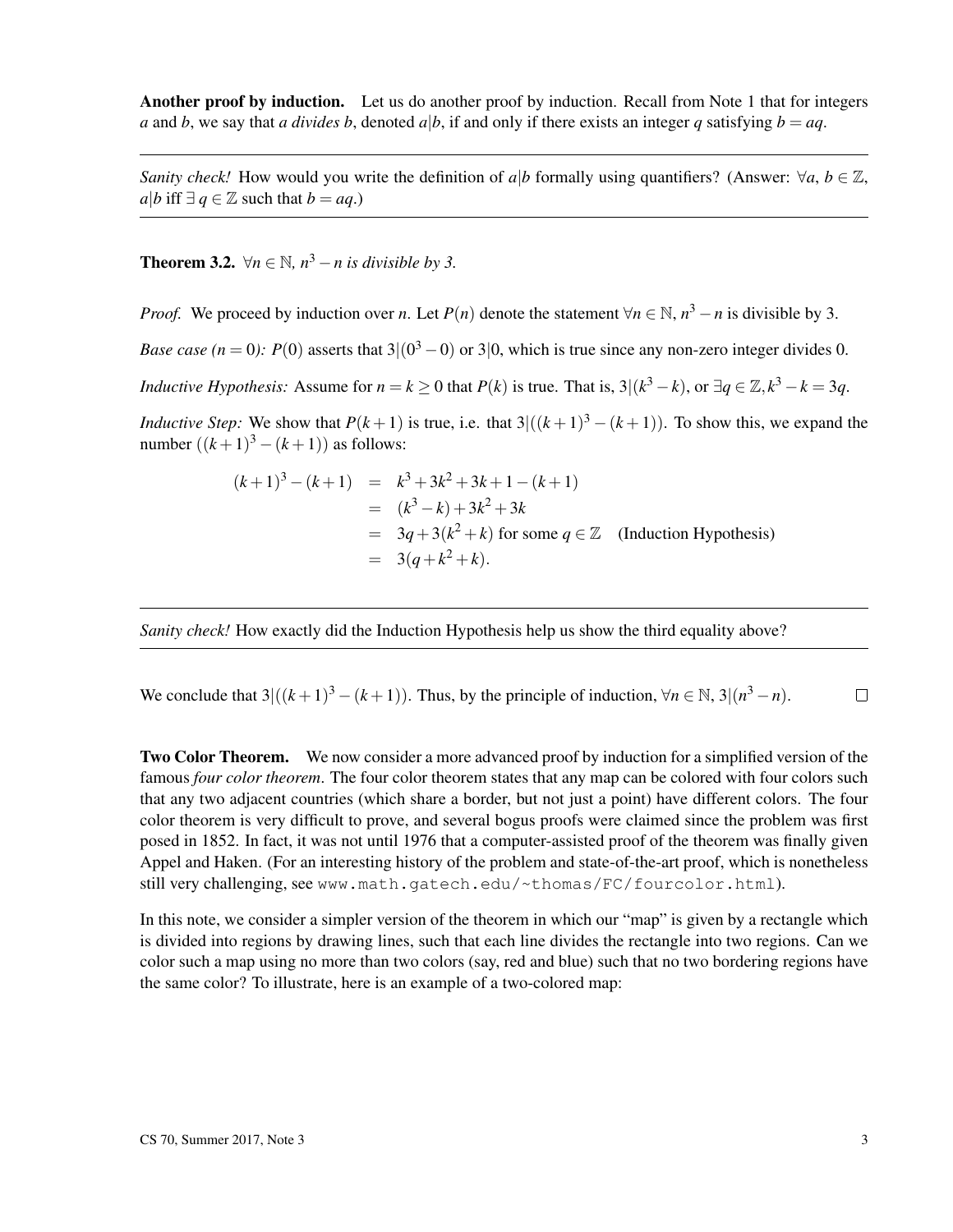**Another proof by induction.** Let us do another proof by induction. Recall from Note 1 that for integers $a$ and $b$, we say that *a divides b*, denoted $a|b$, if and only if there exists an integer $q$ satisfying $b = aq$.

---

*Sanity check!* How would you write the definition of $a|b$ formally using quantifiers? (Answer: $\forall a, b \in \mathbb{Z}$, $a|b$ iff $\exists\, q \in \mathbb{Z}$ such that $b = aq$.)

---

**Theorem 3.2.** *$\forall n \in \mathbb{N}$, $n^3 - n$ is divisible by 3.*

*Proof.* We proceed by induction over $n$. Let $P(n)$ denote the statement $\forall n \in \mathbb{N}$, $n^3 - n$ is divisible by 3.

*Base case ($n = 0$):* $P(0)$ asserts that $3|(0^3 - 0)$ or $3|0$, which is true since any non-zero integer divides 0.

*Inductive Hypothesis:* Assume for $n = k \geq 0$ that $P(k)$ is true. That is, $3|(k^3 - k)$, or $\exists q \in \mathbb{Z}, k^3 - k = 3q$.

*Inductive Step:* We show that $P(k+1)$ is true, i.e. that $3|((k+1)^3 - (k+1))$. To show this, we expand the number $((k+1)^3 - (k+1))$ as follows:

$$
\begin{aligned}
(k+1)^3 - (k+1) &= k^3 + 3k^2 + 3k + 1 - (k+1) \\
&= (k^3 - k) + 3k^2 + 3k \\
&= 3q + 3(k^2 + k) \text{ for some } q \in \mathbb{Z} \quad \text{(Induction Hypothesis)} \\
&= 3(q + k^2 + k).
\end{aligned}
$$

---

*Sanity check!* How exactly did the Induction Hypothesis help us show the third equality above?

---

We conclude that $3|((k+1)^3 - (k+1))$. Thus, by the principle of induction, $\forall n \in \mathbb{N}$, $3|(n^3 - n)$. □

**Two Color Theorem.** We now consider a more advanced proof by induction for a simplified version of the famous *four color theorem*. The four color theorem states that any map can be colored with four colors such that any two adjacent countries (which share a border, but not just a point) have different colors. The four color theorem is very difficult to prove, and several bogus proofs were claimed since the problem was first posed in 1852. In fact, it was not until 1976 that a computer-assisted proof of the theorem was finally given Appel and Haken. (For an interesting history of the problem and state-of-the-art proof, which is nonetheless still very challenging, see `www.math.gatech.edu/~thomas/FC/fourcolor.html`).

In this note, we consider a simpler version of the theorem in which our "map" is given by a rectangle which is divided into regions by drawing lines, such that each line divides the rectangle into two regions. Can we color such a map using no more than two colors (say, red and blue) such that no two bordering regions have the same color? To illustrate, here is an example of a two-colored map: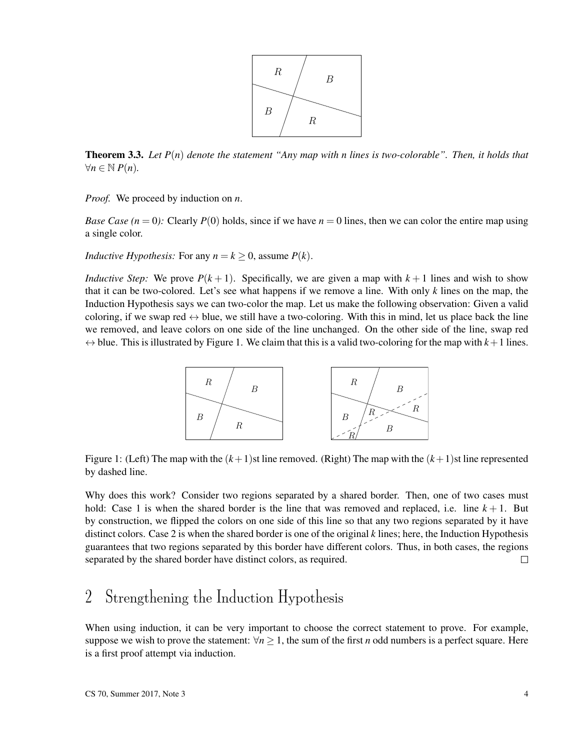R

B

B

R

**Theorem 3.3.** *Let $P(n)$ denote the statement "Any map with n lines is two-colorable". Then, it holds that $\forall n \in \mathbb{N}\ P(n)$.*

*Proof.* We proceed by induction on $n$.

*Base Case ($n = 0$):* Clearly $P(0)$ holds, since if we have $n = 0$ lines, then we can color the entire map using a single color.

*Inductive Hypothesis:* For any $n = k \geq 0$, assume $P(k)$.

*Inductive Step:* We prove $P(k+1)$. Specifically, we are given a map with $k+1$ lines and wish to show that it can be two-colored. Let's see what happens if we remove a line. With only $k$ lines on the map, the Induction Hypothesis says we can two-color the map. Let us make the following observation: Given a valid coloring, if we swap red $\leftrightarrow$ blue, we still have a two-coloring. With this in mind, let us place back the line we removed, and leave colors on one side of the line unchanged. On the other side of the line, swap red $\leftrightarrow$ blue. This is illustrated by Figure 1. We claim that this is a valid two-coloring for the map with $k+1$ lines.

R

B

B

R

R

B

B

R

R

B

R

Figure 1: (Left) The map with the $(k+1)$st line removed. (Right) The map with the $(k+1)$st line represented by dashed line.

Why does this work? Consider two regions separated by a shared border. Then, one of two cases must hold: Case 1 is when the shared border is the line that was removed and replaced, i.e. line $k+1$. But by construction, we flipped the colors on one side of this line so that any two regions separated by it have distinct colors. Case 2 is when the shared border is one of the original $k$ lines; here, the Induction Hypothesis guarantees that two regions separated by this border have different colors. Thus, in both cases, the regions separated by the shared border have distinct colors, as required. □

## 2 Strengthening the Induction Hypothesis

When using induction, it can be very important to choose the correct statement to prove. For example, suppose we wish to prove the statement: $\forall n \geq 1$, the sum of the first $n$ odd numbers is a perfect square. Here is a first proof attempt via induction.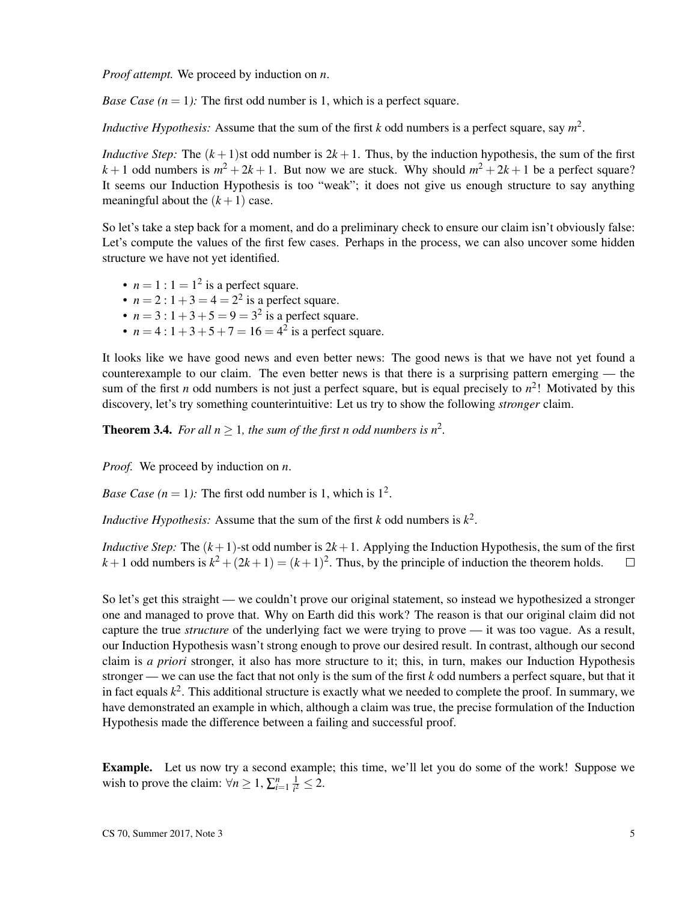*Proof attempt.* We proceed by induction on $n$.

*Base Case ($n = 1$):* The first odd number is 1, which is a perfect square.

*Inductive Hypothesis:* Assume that the sum of the first $k$ odd numbers is a perfect square, say $m^2$.

*Inductive Step:* The $(k+1)$st odd number is $2k+1$. Thus, by the induction hypothesis, the sum of the first $k+1$ odd numbers is $m^2 + 2k + 1$. But now we are stuck. Why should $m^2 + 2k + 1$ be a perfect square? It seems our Induction Hypothesis is too "weak"; it does not give us enough structure to say anything meaningful about the $(k+1)$ case.

So let's take a step back for a moment, and do a preliminary check to ensure our claim isn't obviously false: Let's compute the values of the first few cases. Perhaps in the process, we can also uncover some hidden structure we have not yet identified.

- $n = 1 : 1 = 1^2$ is a perfect square.
- $n = 2 : 1 + 3 = 4 = 2^2$ is a perfect square.
- $n = 3 : 1 + 3 + 5 = 9 = 3^2$ is a perfect square.
- $n = 4 : 1 + 3 + 5 + 7 = 16 = 4^2$ is a perfect square.

It looks like we have good news and even better news: The good news is that we have not yet found a counterexample to our claim. The even better news is that there is a surprising pattern emerging — the sum of the first $n$ odd numbers is not just a perfect square, but is equal precisely to $n^2$! Motivated by this discovery, let's try something counterintuitive: Let us try to show the following *stronger* claim.

**Theorem 3.4.** *For all $n \geq 1$, the sum of the first n odd numbers is $n^2$.*

*Proof.* We proceed by induction on $n$.

*Base Case ($n = 1$):* The first odd number is 1, which is $1^2$.

*Inductive Hypothesis:* Assume that the sum of the first $k$ odd numbers is $k^2$.

*Inductive Step:* The $(k+1)$-st odd number is $2k+1$. Applying the Induction Hypothesis, the sum of the first $k+1$ odd numbers is $k^2 + (2k+1) = (k+1)^2$. Thus, by the principle of induction the theorem holds. □

So let's get this straight — we couldn't prove our original statement, so instead we hypothesized a stronger one and managed to prove that. Why on Earth did this work? The reason is that our original claim did not capture the true *structure* of the underlying fact we were trying to prove — it was too vague. As a result, our Induction Hypothesis wasn't strong enough to prove our desired result. In contrast, although our second claim is *a priori* stronger, it also has more structure to it; this, in turn, makes our Induction Hypothesis stronger — we can use the fact that not only is the sum of the first $k$ odd numbers a perfect square, but that it in fact equals $k^2$. This additional structure is exactly what we needed to complete the proof. In summary, we have demonstrated an example in which, although a claim was true, the precise formulation of the Induction Hypothesis made the difference between a failing and successful proof.

**Example.** Let us now try a second example; this time, we'll let you do some of the work! Suppose we wish to prove the claim: $\forall n \geq 1, \sum_{i=1}^{n} \frac{1}{i^2} \leq 2$.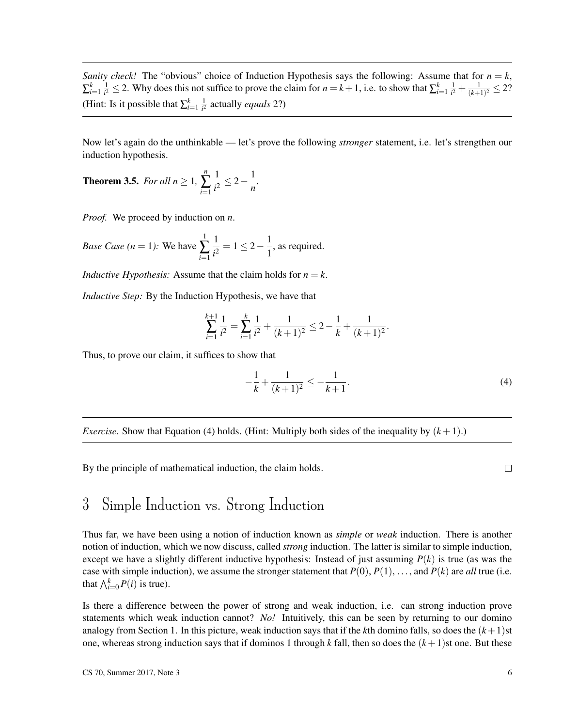*Sanity check!* The "obvious" choice of Induction Hypothesis says the following: Assume that for $n = k$, $\sum_{i=1}^{k} \frac{1}{i^2} \leq 2$. Why does this not suffice to prove the claim for $n = k+1$, i.e. to show that $\sum_{i=1}^{k} \frac{1}{i^2} + \frac{1}{(k+1)^2} \leq 2$? (Hint: Is it possible that $\sum_{i=1}^{k} \frac{1}{i^2}$ actually *equals* 2?)

Now let's again do the unthinkable — let's prove the following *stronger* statement, i.e. let's strengthen our induction hypothesis.

**Theorem 3.5.** *For all $n \geq 1$, $\displaystyle\sum_{i=1}^{n} \frac{1}{i^2} \leq 2 - \frac{1}{n}$.*

*Proof.* We proceed by induction on $n$.

*Base Case ($n = 1$):* We have $\displaystyle\sum_{i=1}^{1} \frac{1}{i^2} = 1 \leq 2 - \frac{1}{1}$, as required.

*Inductive Hypothesis:* Assume that the claim holds for $n = k$.

*Inductive Step:* By the Induction Hypothesis, we have that

$$\sum_{i=1}^{k+1} \frac{1}{i^2} = \sum_{i=1}^{k} \frac{1}{i^2} + \frac{1}{(k+1)^2} \leq 2 - \frac{1}{k} + \frac{1}{(k+1)^2}.$$

Thus, to prove our claim, it suffices to show that

$$-\frac{1}{k} + \frac{1}{(k+1)^2} \leq -\frac{1}{k+1}. \tag{4}$$

*Exercise.* Show that Equation (4) holds. (Hint: Multiply both sides of the inequality by $(k+1)$.)

By the principle of mathematical induction, the claim holds. □

# 3 Simple Induction vs. Strong Induction

Thus far, we have been using a notion of induction known as *simple* or *weak* induction. There is another notion of induction, which we now discuss, called *strong* induction. The latter is similar to simple induction, except we have a slightly different inductive hypothesis: Instead of just assuming $P(k)$ is true (as was the case with simple induction), we assume the stronger statement that $P(0)$, $P(1)$, $\ldots$, and $P(k)$ are *all* true (i.e. that $\bigwedge_{i=0}^{k} P(i)$ is true).

Is there a difference between the power of strong and weak induction, i.e. can strong induction prove statements which weak induction cannot? *No!* Intuitively, this can be seen by returning to our domino analogy from Section 1. In this picture, weak induction says that if the $k$th domino falls, so does the $(k+1)$st one, whereas strong induction says that if dominos 1 through $k$ fall, then so does the $(k+1)$st one. But these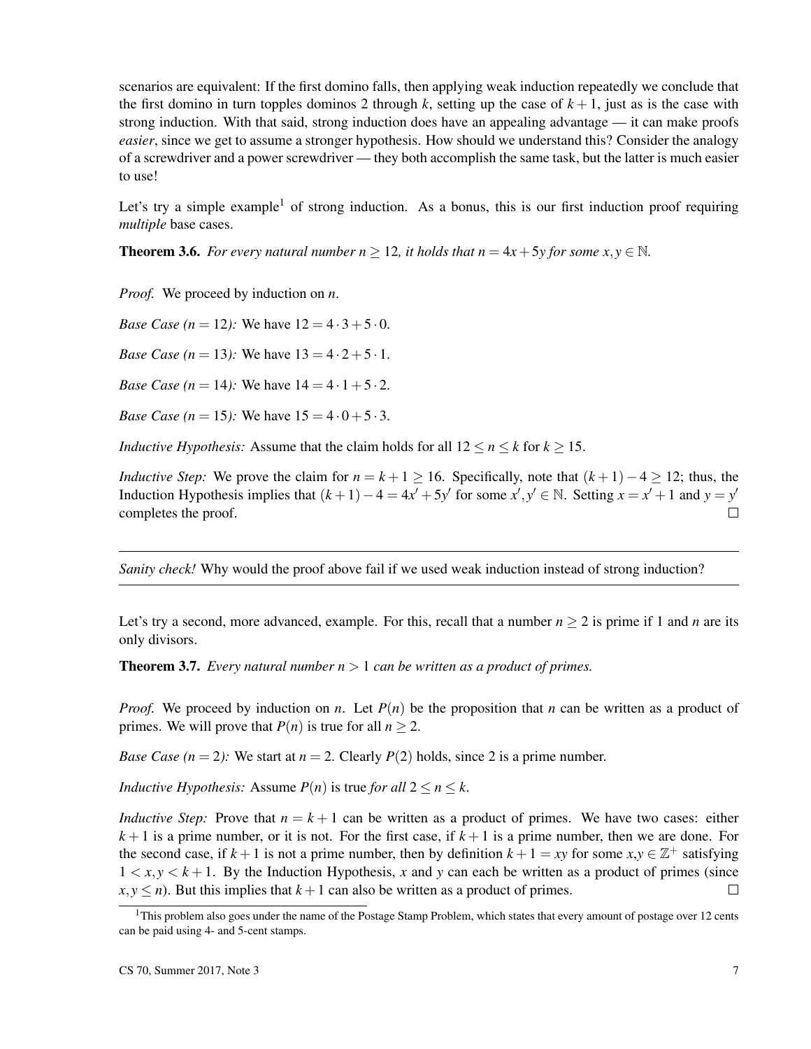scenarios are equivalent: If the first domino falls, then applying weak induction repeatedly we conclude that the first domino in turn topples dominos 2 through $k$, setting up the case of $k+1$, just as is the case with strong induction. With that said, strong induction does have an appealing advantage — it can make proofs *easier*, since we get to assume a stronger hypothesis. How should we understand this? Consider the analogy of a screwdriver and a power screwdriver — they both accomplish the same task, but the latter is much easier to use!

Let's try a simple example[1] of strong induction. As a bonus, this is our first induction proof requiring *multiple* base cases.

**Theorem 3.6.** *For every natural number $n \geq 12$, it holds that $n = 4x + 5y$ for some $x, y \in \mathbb{N}$.*

*Proof.* We proceed by induction on $n$.

*Base Case ($n = 12$):* We have $12 = 4 \cdot 3 + 5 \cdot 0$.

*Base Case ($n = 13$):* We have $13 = 4 \cdot 2 + 5 \cdot 1$.

*Base Case ($n = 14$):* We have $14 = 4 \cdot 1 + 5 \cdot 2$.

*Base Case ($n = 15$):* We have $15 = 4 \cdot 0 + 5 \cdot 3$.

*Inductive Hypothesis:* Assume that the claim holds for all $12 \leq n \leq k$ for $k \geq 15$.

*Inductive Step:* We prove the claim for $n = k+1 \geq 16$. Specifically, note that $(k+1) - 4 \geq 12$; thus, the Induction Hypothesis implies that $(k+1) - 4 = 4x' + 5y'$ for some $x', y' \in \mathbb{N}$. Setting $x = x' + 1$ and $y = y'$ completes the proof. □

---

*Sanity check!* Why would the proof above fail if we used weak induction instead of strong induction?

---

Let's try a second, more advanced, example. For this, recall that a number $n \geq 2$ is prime if 1 and $n$ are its only divisors.

**Theorem 3.7.** *Every natural number $n > 1$ can be written as a product of primes.*

*Proof.* We proceed by induction on $n$. Let $P(n)$ be the proposition that $n$ can be written as a product of primes. We will prove that $P(n)$ is true for all $n \geq 2$.

*Base Case ($n = 2$):* We start at $n = 2$. Clearly $P(2)$ holds, since 2 is a prime number.

*Inductive Hypothesis:* Assume $P(n)$ is true *for all* $2 \leq n \leq k$.

*Inductive Step:* Prove that $n = k+1$ can be written as a product of primes. We have two cases: either $k+1$ is a prime number, or it is not. For the first case, if $k+1$ is a prime number, then we are done. For the second case, if $k+1$ is not a prime number, then by definition $k+1 = xy$ for some $x, y \in \mathbb{Z}^+$ satisfying $1 < x, y < k+1$. By the Induction Hypothesis, $x$ and $y$ can each be written as a product of primes (since $x, y \leq n$). But this implies that $k+1$ can also be written as a product of primes. □

[1] This problem also goes under the name of the Postage Stamp Problem, which states that every amount of postage over 12 cents can be paid using 4- and 5-cent stamps.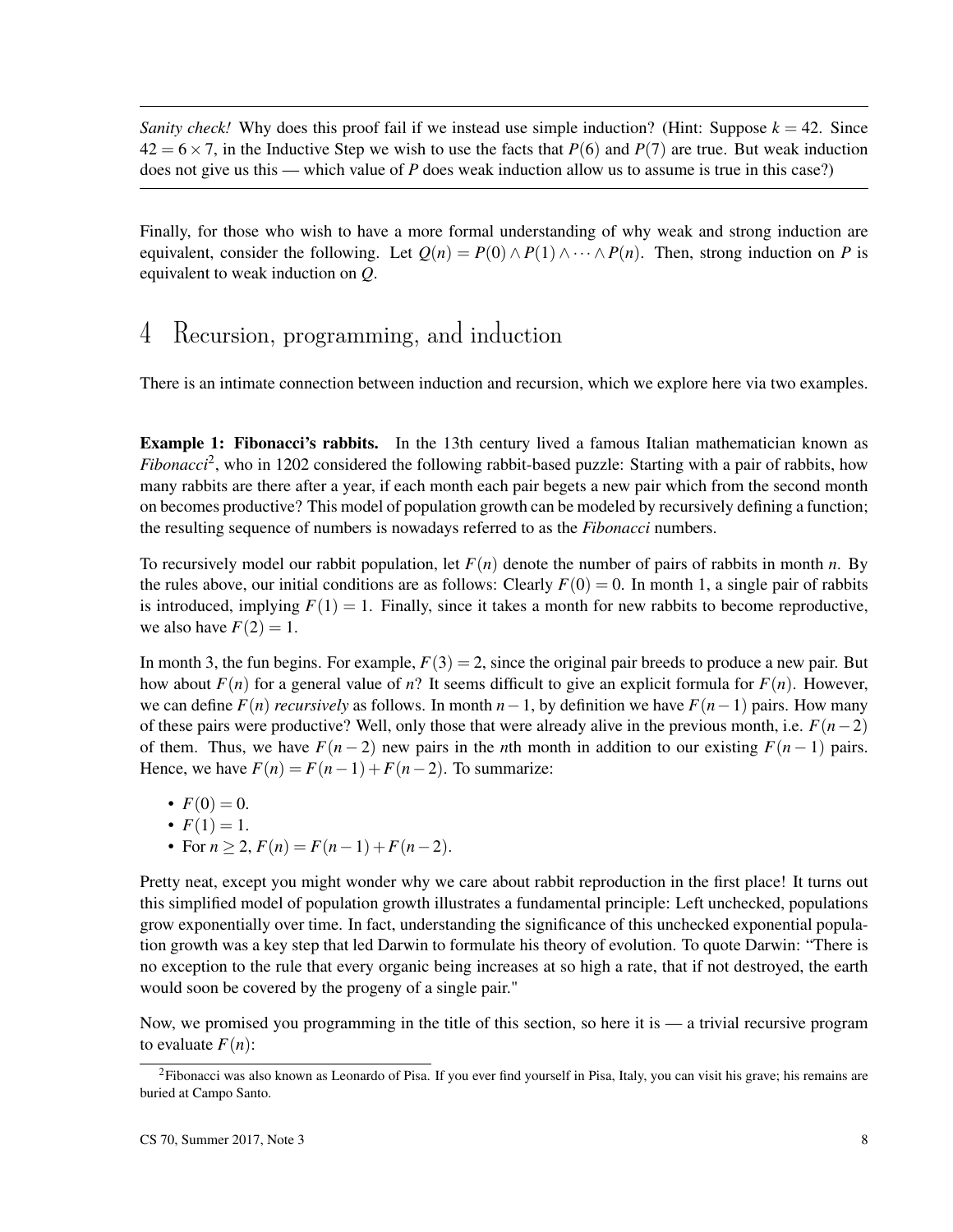---

*Sanity check!* Why does this proof fail if we instead use simple induction? (Hint: Suppose $k = 42$. Since $42 = 6 \times 7$, in the Inductive Step we wish to use the facts that $P(6)$ and $P(7)$ are true. But weak induction does not give us this — which value of $P$ does weak induction allow us to assume is true in this case?)

---

Finally, for those who wish to have a more formal understanding of why weak and strong induction are equivalent, consider the following. Let $Q(n) = P(0) \wedge P(1) \wedge \cdots \wedge P(n)$. Then, strong induction on $P$ is equivalent to weak induction on $Q$.

# 4 Recursion, programming, and induction

There is an intimate connection between induction and recursion, which we explore here via two examples.

**Example 1: Fibonacci's rabbits.** In the 13th century lived a famous Italian mathematician known as *Fibonacci*[2], who in 1202 considered the following rabbit-based puzzle: Starting with a pair of rabbits, how many rabbits are there after a year, if each month each pair begets a new pair which from the second month on becomes productive? This model of population growth can be modeled by recursively defining a function; the resulting sequence of numbers is nowadays referred to as the *Fibonacci* numbers.

To recursively model our rabbit population, let $F(n)$ denote the number of pairs of rabbits in month $n$. By the rules above, our initial conditions are as follows: Clearly $F(0) = 0$. In month 1, a single pair of rabbits is introduced, implying $F(1) = 1$. Finally, since it takes a month for new rabbits to become reproductive, we also have $F(2) = 1$.

In month 3, the fun begins. For example, $F(3) = 2$, since the original pair breeds to produce a new pair. But how about $F(n)$ for a general value of $n$? It seems difficult to give an explicit formula for $F(n)$. However, we can define $F(n)$ *recursively* as follows. In month $n-1$, by definition we have $F(n-1)$ pairs. How many of these pairs were productive? Well, only those that were already alive in the previous month, i.e. $F(n-2)$ of them. Thus, we have $F(n-2)$ new pairs in the $n$th month in addition to our existing $F(n-1)$ pairs. Hence, we have $F(n) = F(n-1) + F(n-2)$. To summarize:

- $F(0) = 0$.
- $F(1) = 1$.
- For $n \geq 2$, $F(n) = F(n-1) + F(n-2)$.

Pretty neat, except you might wonder why we care about rabbit reproduction in the first place! It turns out this simplified model of population growth illustrates a fundamental principle: Left unchecked, populations grow exponentially over time. In fact, understanding the significance of this unchecked exponential population growth was a key step that led Darwin to formulate his theory of evolution. To quote Darwin: "There is no exception to the rule that every organic being increases at so high a rate, that if not destroyed, the earth would soon be covered by the progeny of a single pair."

Now, we promised you programming in the title of this section, so here it is — a trivial recursive program to evaluate $F(n)$:

[2] Fibonacci was also known as Leonardo of Pisa. If you ever find yourself in Pisa, Italy, you can visit his grave; his remains are buried at Campo Santo.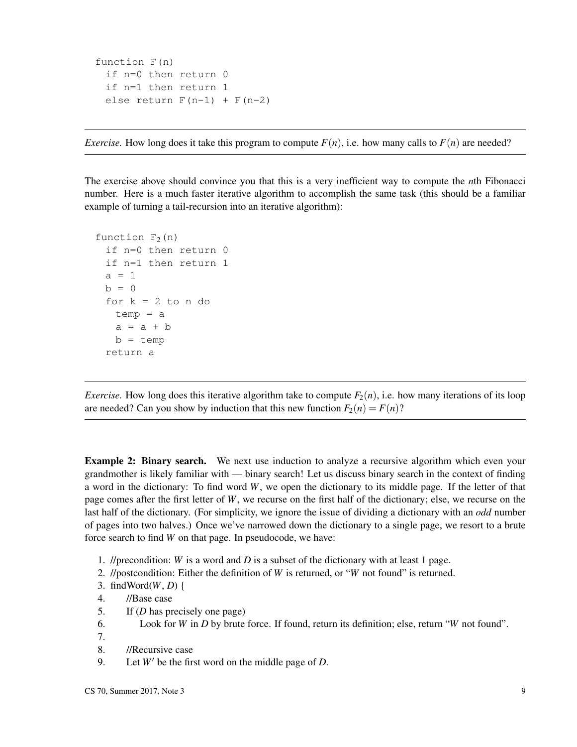```
function F(n)
  if n=0 then return 0
  if n=1 then return 1
  else return F(n-1) + F(n-2)
```

---

*Exercise.* How long does it take this program to compute $F(n)$, i.e. how many calls to $F(n)$ are needed?

---

The exercise above should convince you that this is a very inefficient way to compute the *n*th Fibonacci number. Here is a much faster iterative algorithm to accomplish the same task (this should be a familiar example of turning a tail-recursion into an iterative algorithm):

```
function F_2(n)
  if n=0 then return 0
  if n=1 then return 1
  a = 1
  b = 0
  for k = 2 to n do
    temp = a
    a = a + b
    b = temp
  return a
```

---

*Exercise.* How long does this iterative algorithm take to compute $F_2(n)$, i.e. how many iterations of its loop are needed? Can you show by induction that this new function $F_2(n) = F(n)$?

---

**Example 2: Binary search.** We next use induction to analyze a recursive algorithm which even your grandmother is likely familiar with — binary search! Let us discuss binary search in the context of finding a word in the dictionary: To find word $W$, we open the dictionary to its middle page. If the letter of that page comes after the first letter of $W$, we recurse on the first half of the dictionary; else, we recurse on the last half of the dictionary. (For simplicity, we ignore the issue of dividing a dictionary with an *odd* number of pages into two halves.) Once we've narrowed down the dictionary to a single page, we resort to a brute force search to find $W$ on that page. In pseudocode, we have:

1. //precondition: $W$ is a word and $D$ is a subset of the dictionary with at least 1 page.
2. //postcondition: Either the definition of $W$ is returned, or "$W$ not found" is returned.
3. findWord($W$, $D$) {
4. //Base case
5. If ($D$ has precisely one page)
6. Look for $W$ in $D$ by brute force. If found, return its definition; else, return "$W$ not found".
7. 
8. //Recursive case
9. Let $W'$ be the first word on the middle page of $D$.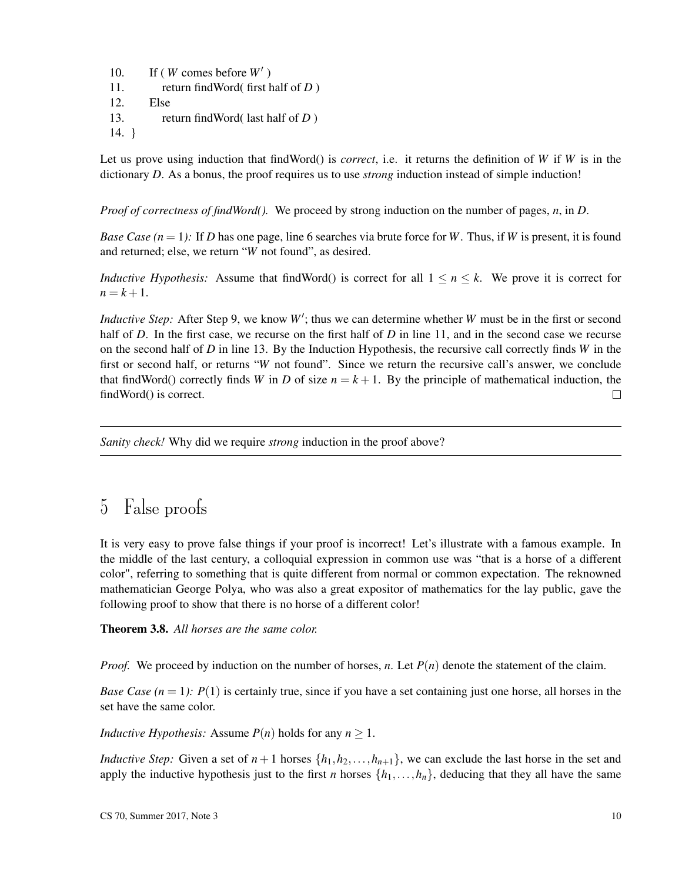```
10.     If ( W comes before W′ )
11.         return findWord( first half of D )
12.     Else
13.         return findWord( last half of D )
14. }
```

Let us prove using induction that findWord() is *correct*, i.e. it returns the definition of $W$ if $W$ is in the dictionary $D$. As a bonus, the proof requires us to use *strong* induction instead of simple induction!

*Proof of correctness of findWord().* We proceed by strong induction on the number of pages, $n$, in $D$.

*Base Case ($n = 1$):* If $D$ has one page, line 6 searches via brute force for $W$. Thus, if $W$ is present, it is found and returned; else, we return "$W$ not found", as desired.

*Inductive Hypothesis:* Assume that findWord() is correct for all $1 \leq n \leq k$. We prove it is correct for $n = k+1$.

*Inductive Step:* After Step 9, we know $W'$; thus we can determine whether $W$ must be in the first or second half of $D$. In the first case, we recurse on the first half of $D$ in line 11, and in the second case we recurse on the second half of $D$ in line 13. By the Induction Hypothesis, the recursive call correctly finds $W$ in the first or second half, or returns "$W$ not found". Since we return the recursive call's answer, we conclude that findWord() correctly finds $W$ in $D$ of size $n = k+1$. By the principle of mathematical induction, the findWord() is correct. □

---

*Sanity check!* Why did we require *strong* induction in the proof above?

---

# 5 False proofs

It is very easy to prove false things if your proof is incorrect! Let's illustrate with a famous example. In the middle of the last century, a colloquial expression in common use was "that is a horse of a different color", referring to something that is quite different from normal or common expectation. The reknowned mathematician George Polya, who was also a great expositor of mathematics for the lay public, gave the following proof to show that there is no horse of a different color!

**Theorem 3.8.** *All horses are the same color.*

*Proof.* We proceed by induction on the number of horses, $n$. Let $P(n)$ denote the statement of the claim.

*Base Case ($n = 1$):* $P(1)$ is certainly true, since if you have a set containing just one horse, all horses in the set have the same color.

*Inductive Hypothesis:* Assume $P(n)$ holds for any $n \geq 1$.

*Inductive Step:* Given a set of $n+1$ horses $\{h_1, h_2, \ldots, h_{n+1}\}$, we can exclude the last horse in the set and apply the inductive hypothesis just to the first $n$ horses $\{h_1, \ldots, h_n\}$, deducing that they all have the same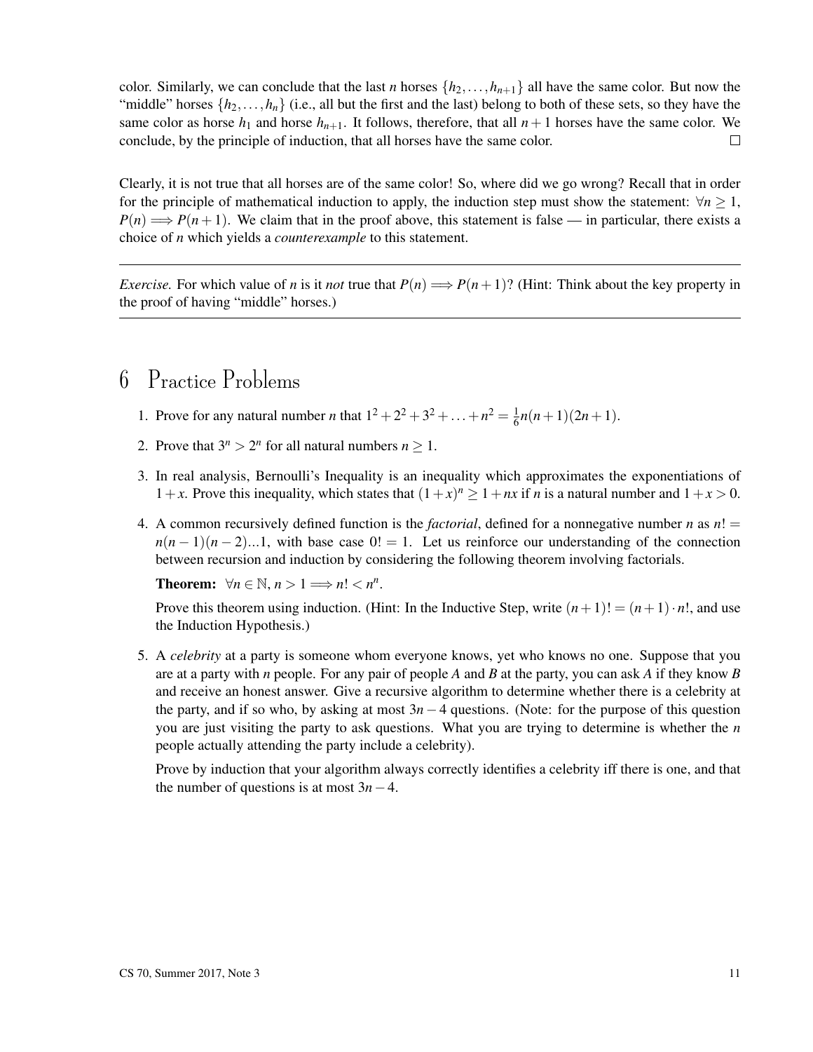color. Similarly, we can conclude that the last $n$ horses $\{h_2, \ldots, h_{n+1}\}$ all have the same color. But now the "middle" horses $\{h_2, \ldots, h_n\}$ (i.e., all but the first and the last) belong to both of these sets, so they have the same color as horse $h_1$ and horse $h_{n+1}$. It follows, therefore, that all $n+1$ horses have the same color. We conclude, by the principle of induction, that all horses have the same color. □

Clearly, it is not true that all horses are of the same color! So, where did we go wrong? Recall that in order for the principle of mathematical induction to apply, the induction step must show the statement: $\forall n \geq 1$, $P(n) \Longrightarrow P(n+1)$. We claim that in the proof above, this statement is false — in particular, there exists a choice of $n$ which yields a *counterexample* to this statement.

---

*Exercise.* For which value of $n$ is it *not* true that $P(n) \Longrightarrow P(n+1)$? (Hint: Think about the key property in the proof of having "middle" horses.)

---

# 6 Practice Problems

1. Prove for any natural number $n$ that $1^2 + 2^2 + 3^2 + \ldots + n^2 = \frac{1}{6}n(n+1)(2n+1)$.

2. Prove that $3^n > 2^n$ for all natural numbers $n \geq 1$.

3. In real analysis, Bernoulli's Inequality is an inequality which approximates the exponentiations of $1+x$. Prove this inequality, which states that $(1+x)^n \geq 1+nx$ if $n$ is a natural number and $1+x > 0$.

4. A common recursively defined function is the *factorial*, defined for a nonnegative number $n$ as $n! = n(n-1)(n-2)...1$, with base case $0! = 1$. Let us reinforce our understanding of the connection between recursion and induction by considering the following theorem involving factorials.

   **Theorem:** $\forall n \in \mathbb{N}, n > 1 \Longrightarrow n! < n^n$.

   Prove this theorem using induction. (Hint: In the Inductive Step, write $(n+1)! = (n+1) \cdot n!$, and use the Induction Hypothesis.)

5. A *celebrity* at a party is someone whom everyone knows, yet who knows no one. Suppose that you are at a party with $n$ people. For any pair of people $A$ and $B$ at the party, you can ask $A$ if they know $B$ and receive an honest answer. Give a recursive algorithm to determine whether there is a celebrity at the party, and if so who, by asking at most $3n-4$ questions. (Note: for the purpose of this question you are just visiting the party to ask questions. What you are trying to determine is whether the $n$ people actually attending the party include a celebrity).

   Prove by induction that your algorithm always correctly identifies a celebrity iff there is one, and that the number of questions is at most $3n-4$.